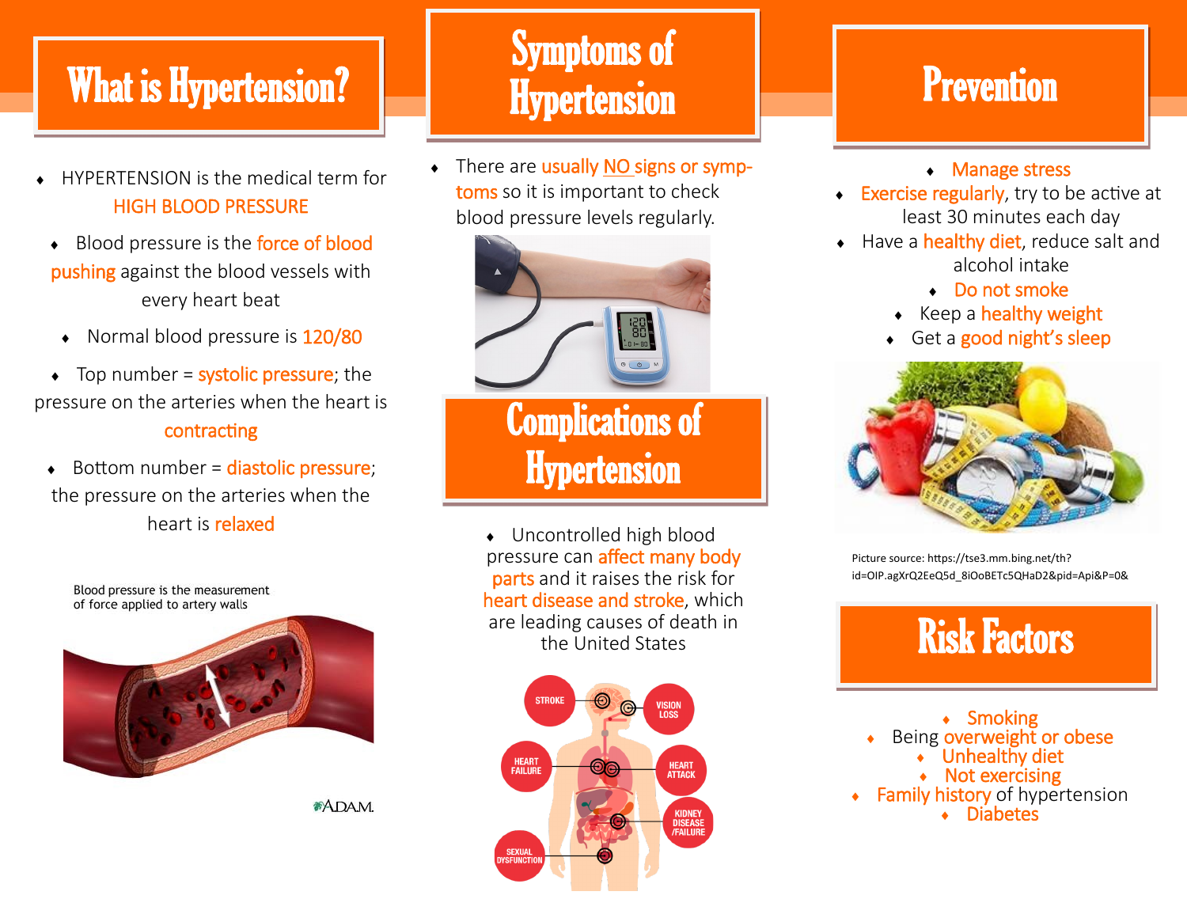# What is Hypertension?

- HYPERTENSION is the medical term for HIGH BLOOD PRESSURE
- Blood pressure is the force of blood pushing against the blood vessels with every heart beat
- Normal blood pressure is 120/80
- Top number = systolic pressure; the pressure on the arteries when the heart is contracting
- Bottom number = diastolic pressure; the pressure on the arteries when the heart is relaxed

Blood pressure is the measurement of force applied to artery walls

ADAM.

# Symptoms of Hypertension

- There are usually NO signs or symptoms so it is important to check blood pressure levels regularly.

# Complications of Hypertension

- Uncontrolled high blood pressure can affect many body parts and it raises the risk for heart disease and stroke, which are leading causes of death in the United States

STROKE
VISION LOSS
HEART FAILURE
HEART ATTACK
KIDNEY DISEASE /FAILURE
SEXUAL DYSFUNCTION

# Prevention

- Manage stress
- Exercise regularly, try to be active at least 30 minutes each day
- Have a healthy diet, reduce salt and alcohol intake
- Do not smoke
- Keep a healthy weight
- Get a good night's sleep

Picture source: https://tse3.mm.bing.net/th?id=OIP.agXrQ2EeQ5d_8iOoBETc5QHaD2&pid=Api&P=0&

# Risk Factors

- Smoking
- Being overweight or obese
- Unhealthy diet
- Not exercising
- Family history of hypertension
- Diabetes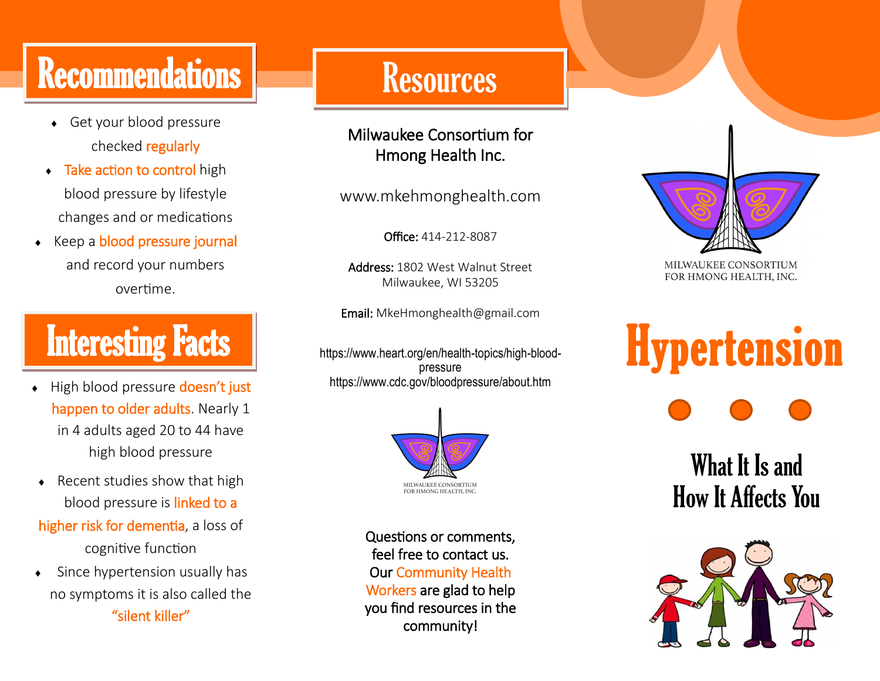## Recommendations

- Get your blood pressure checked regularly
- Take action to control high blood pressure by lifestyle changes and or medications
- Keep a blood pressure journal and record your numbers overtime.

## Interesting Facts

- High blood pressure doesn't just happen to older adults. Nearly 1 in 4 adults aged 20 to 44 have high blood pressure
- Recent studies show that high blood pressure is linked to a higher risk for dementia, a loss of cognitive function
- Since hypertension usually has no symptoms it is also called the "silent killer"

## Resources

Milwaukee Consortium for Hmong Health Inc.

www.mkehmonghealth.com

**Office:** 414-212-8087

**Address:** 1802 West Walnut Street
Milwaukee, WI 53205

**Email:** MkeHmonghealth@gmail.com

https://www.heart.org/en/health-topics/high-blood-pressure
https://www.cdc.gov/bloodpressure/about.htm

MILWAUKEE CONSORTIUM FOR HMONG HEALTH, INC.

Questions or comments, feel free to contact us. Our Community Health Workers are glad to help you find resources in the community!

MILWAUKEE CONSORTIUM FOR HMONG HEALTH, INC.

# Hypertension

## What It Is and How It Affects You